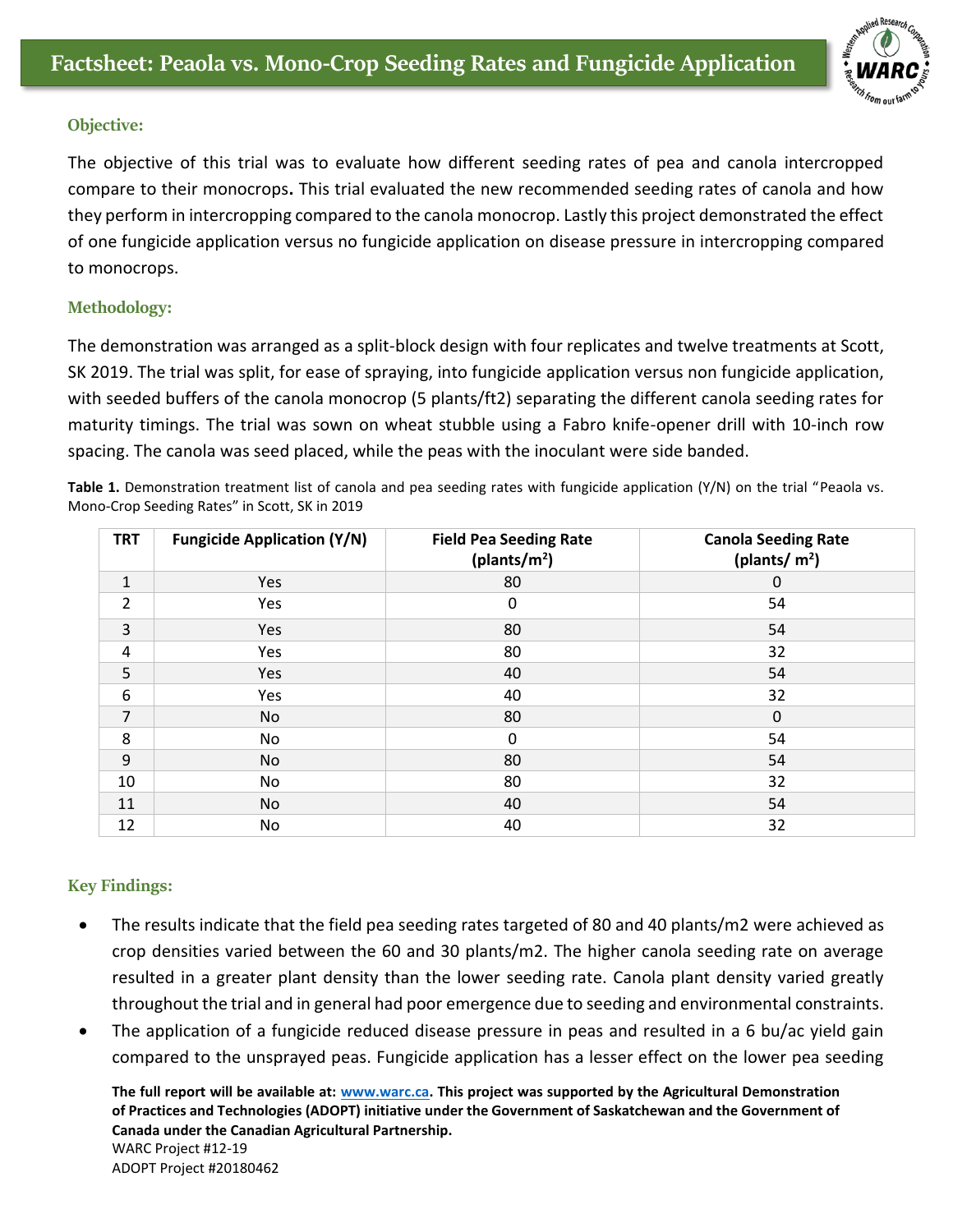# Factsheet: Peaola vs. Mono-Crop Seeding Rates and Fungicide Application

### Objective:

The objective of this trial was to evaluate how different seeding rates of pea and canola intercropped compare to their monocrops**.** This trial evaluated the new recommended seeding rates of canola and how they perform in intercropping compared to the canola monocrop. Lastly this project demonstrated the effect of one fungicide application versus no fungicide application on disease pressure in intercropping compared to monocrops.

### Methodology:

The demonstration was arranged as a split-block design with four replicates and twelve treatments at Scott, SK 2019. The trial was split, for ease of spraying, into fungicide application versus non fungicide application, with seeded buffers of the canola monocrop (5 plants/ft2) separating the different canola seeding rates for maturity timings. The trial was sown on wheat stubble using a Fabro knife-opener drill with 10-inch row spacing. The canola was seed placed, while the peas with the inoculant were side banded.

**Table 1.** Demonstration treatment list of canola and pea seeding rates with fungicide application (Y/N) on the trial "Peaola vs. Mono-Crop Seeding Rates" in Scott, SK in 2019

| TRT | Fungicide Application (Y/N) | Field Pea Seeding Rate (plants/m$^2$) | Canola Seeding Rate (plants/ m$^2$) |
|---|---|---|---|
| 1 | Yes | 80 | 0 |
| 2 | Yes | 0 | 54 |
| 3 | Yes | 80 | 54 |
| 4 | Yes | 80 | 32 |
| 5 | Yes | 40 | 54 |
| 6 | Yes | 40 | 32 |
| 7 | No | 80 | 0 |
| 8 | No | 0 | 54 |
| 9 | No | 80 | 54 |
| 10 | No | 80 | 32 |
| 11 | No | 40 | 54 |
| 12 | No | 40 | 32 |

### Key Findings:

- The results indicate that the field pea seeding rates targeted of 80 and 40 plants/m2 were achieved as crop densities varied between the 60 and 30 plants/m2. The higher canola seeding rate on average resulted in a greater plant density than the lower seeding rate. Canola plant density varied greatly throughout the trial and in general had poor emergence due to seeding and environmental constraints.
- The application of a fungicide reduced disease pressure in peas and resulted in a 6 bu/ac yield gain compared to the unsprayed peas. Fungicide application has a lesser effect on the lower pea seeding

**The full report will be available at: www.warc.ca. This project was supported by the Agricultural Demonstration of Practices and Technologies (ADOPT) initiative under the Government of Saskatchewan and the Government of Canada under the Canadian Agricultural Partnership.**
WARC Project #12-19
ADOPT Project #20180462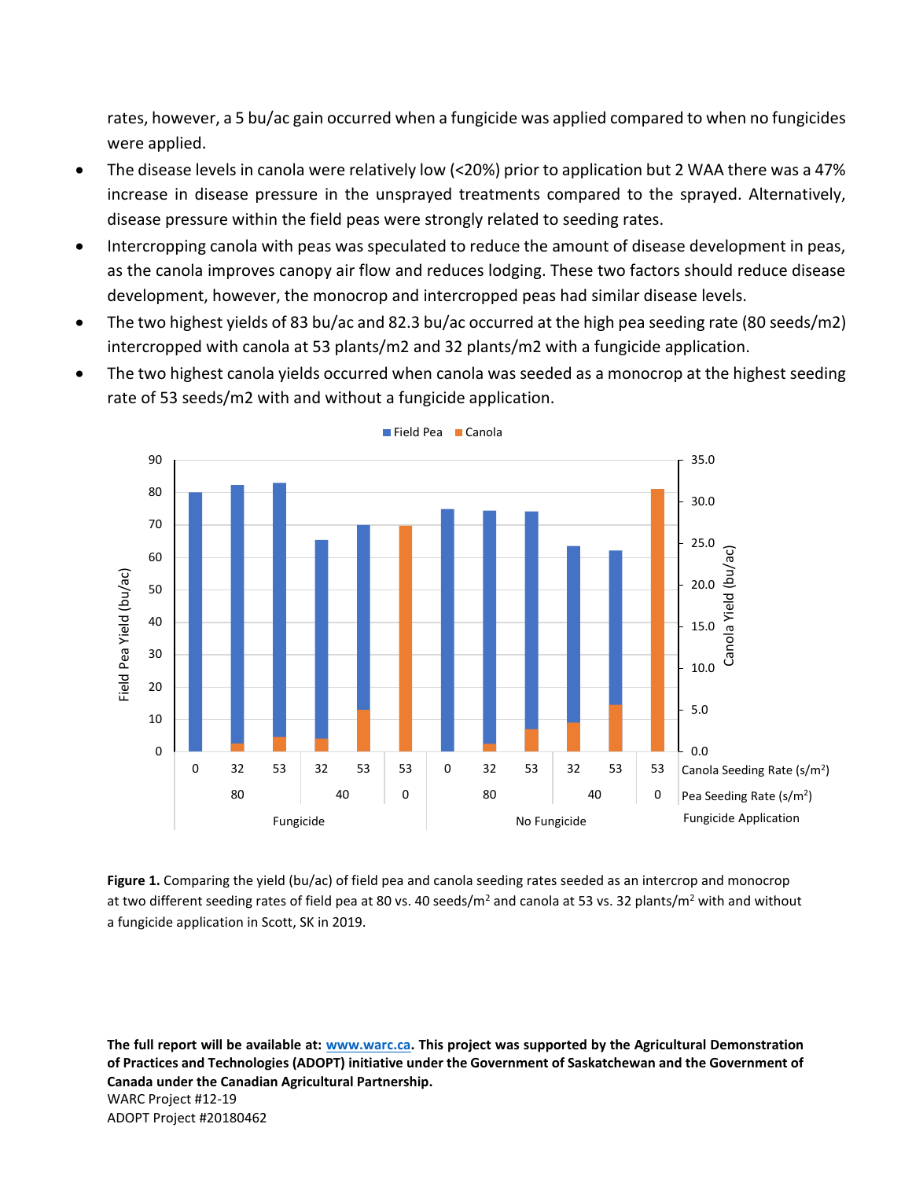rates, however, a 5 bu/ac gain occurred when a fungicide was applied compared to when no fungicides were applied.

- The disease levels in canola were relatively low (<20%) prior to application but 2 WAA there was a 47% increase in disease pressure in the unsprayed treatments compared to the sprayed. Alternatively, disease pressure within the field peas were strongly related to seeding rates.
- Intercropping canola with peas was speculated to reduce the amount of disease development in peas, as the canola improves canopy air flow and reduces lodging. These two factors should reduce disease development, however, the monocrop and intercropped peas had similar disease levels.
- The two highest yields of 83 bu/ac and 82.3 bu/ac occurred at the high pea seeding rate (80 seeds/m2) intercropped with canola at 53 plants/m2 and 32 plants/m2 with a fungicide application.
- The two highest canola yields occurred when canola was seeded as a monocrop at the highest seeding rate of 53 seeds/m2 with and without a fungicide application.

Field Pea   Canola

Field Pea Yield (bu/ac)
90
80
70
60
50
40
30
20
10
0

Canola Yield (bu/ac)
35.0
30.0
25.0
20.0
15.0
10.0
5.0
0.0

0 32 53 32 53 53 0 32 53 32 53 53 Canola Seeding Rate (s/m$^2$)

80 40 0 80 40 0 Pea Seeding Rate (s/m$^2$)

Fungicide   No Fungicide   Fungicide Application

**Figure 1.** Comparing the yield (bu/ac) of field pea and canola seeding rates seeded as an intercrop and monocrop at two different seeding rates of field pea at 80 vs. 40 seeds/m$^2$ and canola at 53 vs. 32 plants/m$^2$ with and without a fungicide application in Scott, SK in 2019.

**The full report will be available at: www.warc.ca. This project was supported by the Agricultural Demonstration of Practices and Technologies (ADOPT) initiative under the Government of Saskatchewan and the Government of Canada under the Canadian Agricultural Partnership.**
WARC Project #12-19
ADOPT Project #20180462